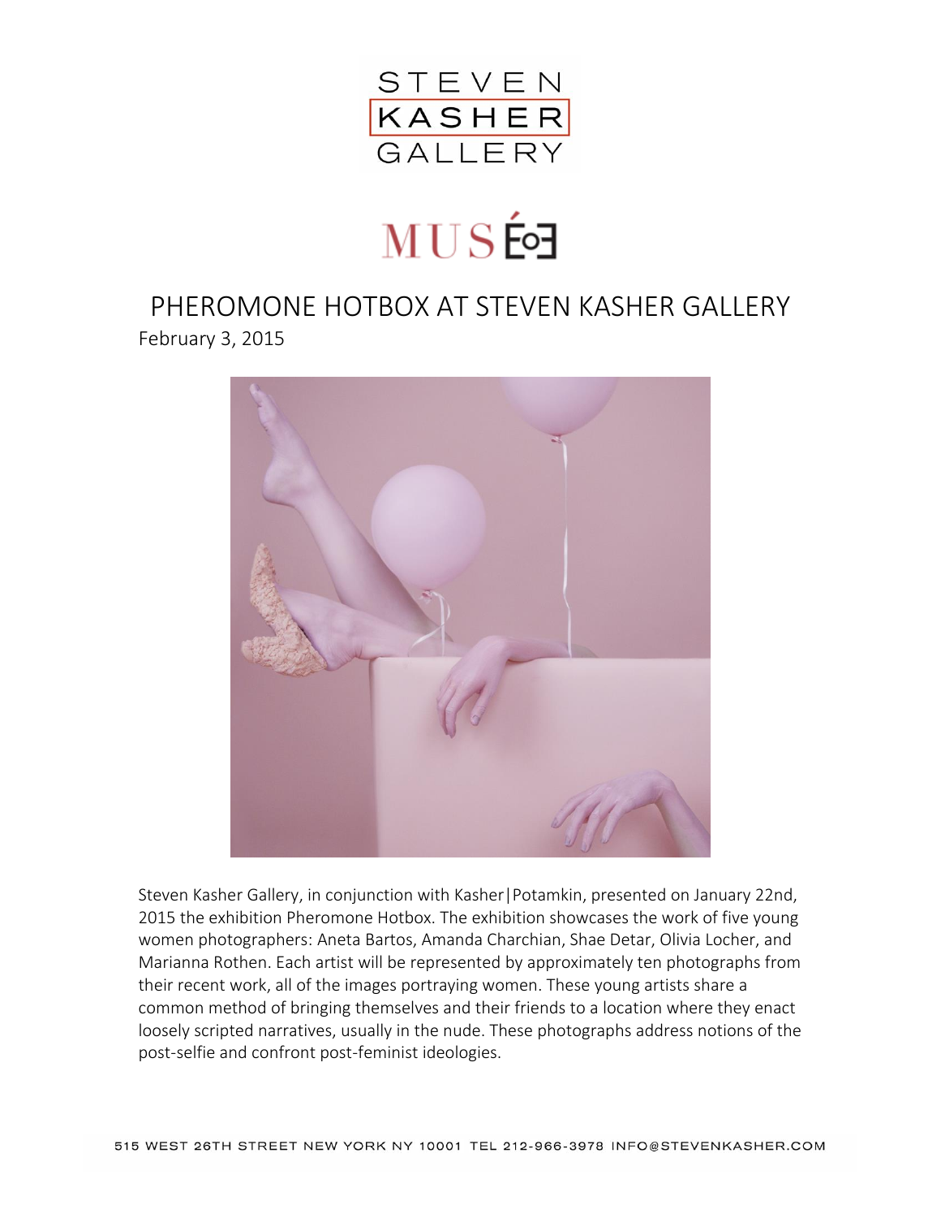STEVEN KASHER GALLERY

MUSÉE

# PHEROMONE HOTBOX AT STEVEN KASHER GALLERY

February 3, 2015

Steven Kasher Gallery, in conjunction with Kasher|Potamkin, presented on January 22nd, 2015 the exhibition Pheromone Hotbox. The exhibition showcases the work of five young women photographers: Aneta Bartos, Amanda Charchian, Shae Detar, Olivia Locher, and Marianna Rothen. Each artist will be represented by approximately ten photographs from their recent work, all of the images portraying women. These young artists share a common method of bringing themselves and their friends to a location where they enact loosely scripted narratives, usually in the nude. These photographs address notions of the post-selfie and confront post-feminist ideologies.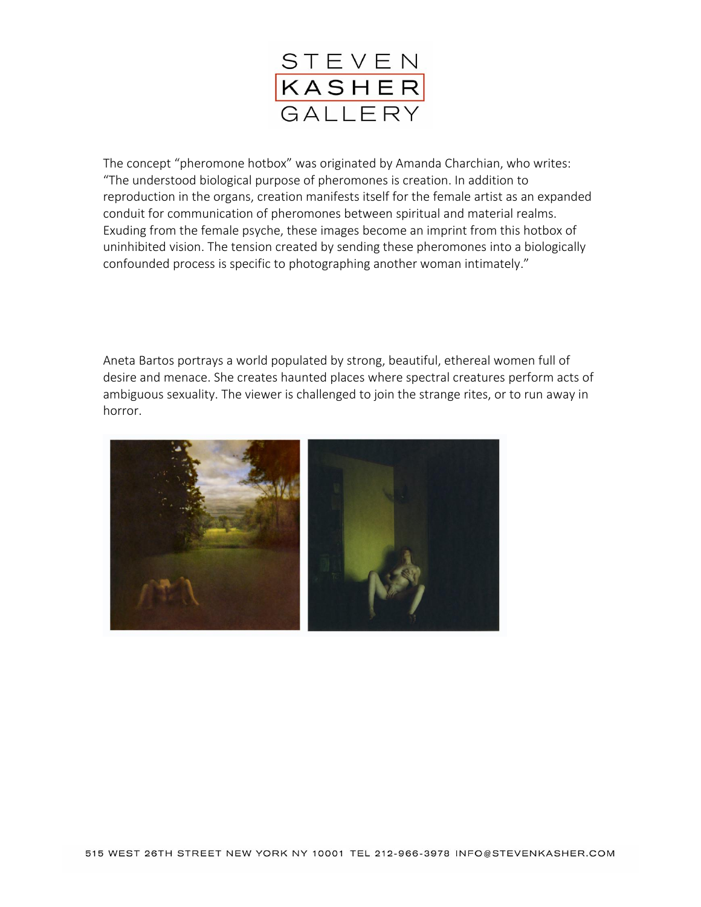The concept "pheromone hotbox" was originated by Amanda Charchian, who writes: "The understood biological purpose of pheromones is creation. In addition to reproduction in the organs, creation manifests itself for the female artist as an expanded conduit for communication of pheromones between spiritual and material realms. Exuding from the female psyche, these images become an imprint from this hotbox of uninhibited vision. The tension created by sending these pheromones into a biologically confounded process is specific to photographing another woman intimately."

Aneta Bartos portrays a world populated by strong, beautiful, ethereal women full of desire and menace. She creates haunted places where spectral creatures perform acts of ambiguous sexuality. The viewer is challenged to join the strange rites, or to run away in horror.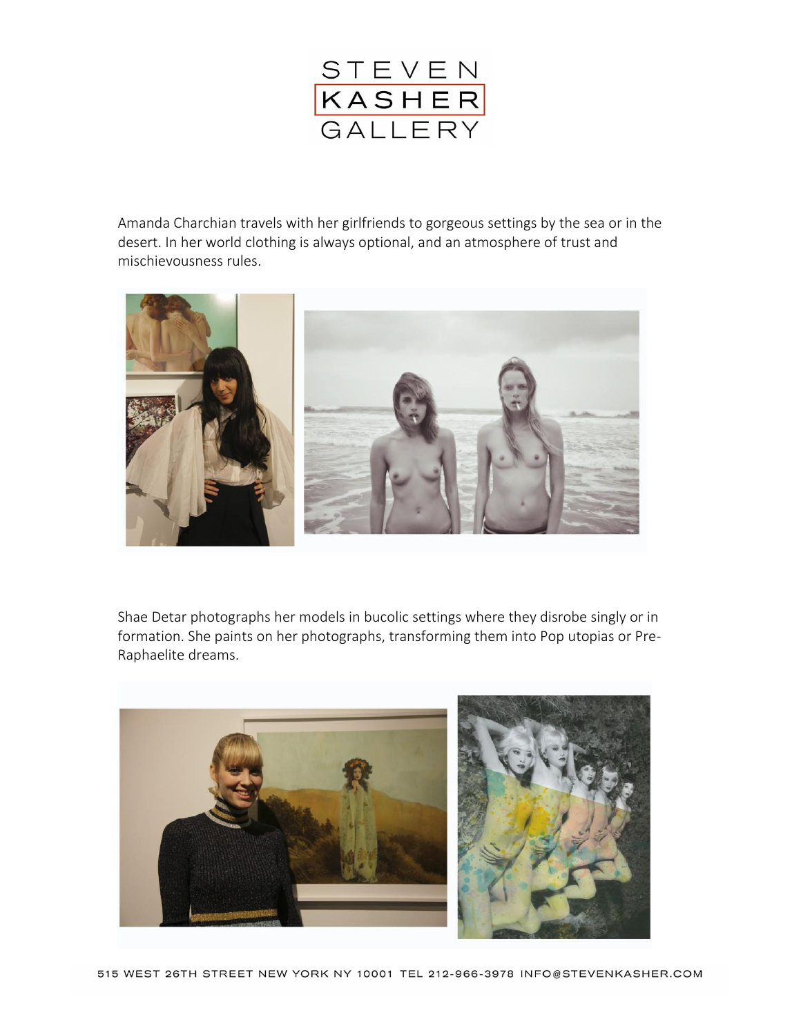Amanda Charchian travels with her girlfriends to gorgeous settings by the sea or in the desert. In her world clothing is always optional, and an atmosphere of trust and mischievousness rules.

Shae Detar photographs her models in bucolic settings where they disrobe singly or in formation. She paints on her photographs, transforming them into Pop utopias or Pre-Raphaelite dreams.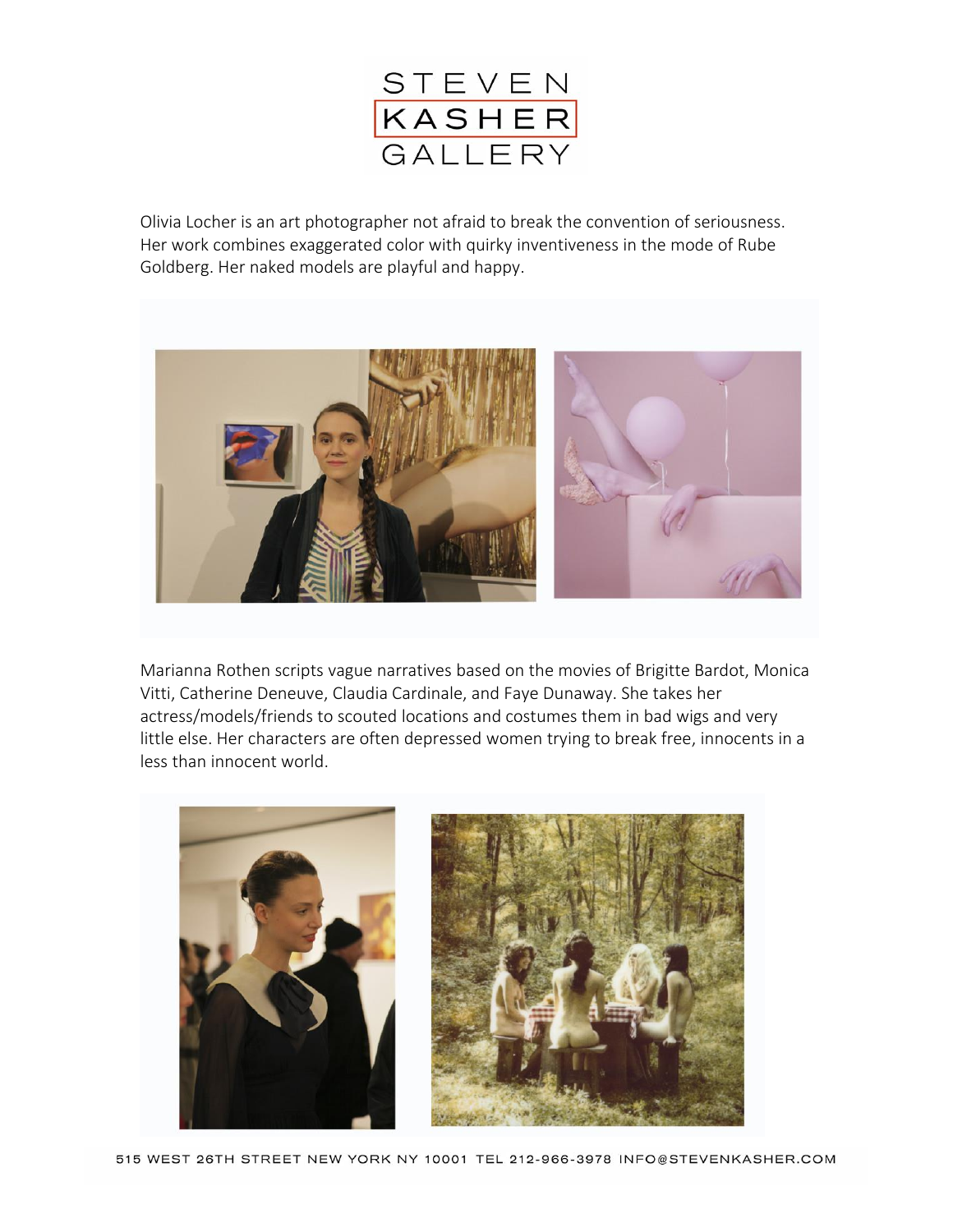STEVEN KASHER GALLERY

Olivia Locher is an art photographer not afraid to break the convention of seriousness. Her work combines exaggerated color with quirky inventiveness in the mode of Rube Goldberg. Her naked models are playful and happy.

Marianna Rothen scripts vague narratives based on the movies of Brigitte Bardot, Monica Vitti, Catherine Deneuve, Claudia Cardinale, and Faye Dunaway. She takes her actress/models/friends to scouted locations and costumes them in bad wigs and very little else. Her characters are often depressed women trying to break free, innocents in a less than innocent world.